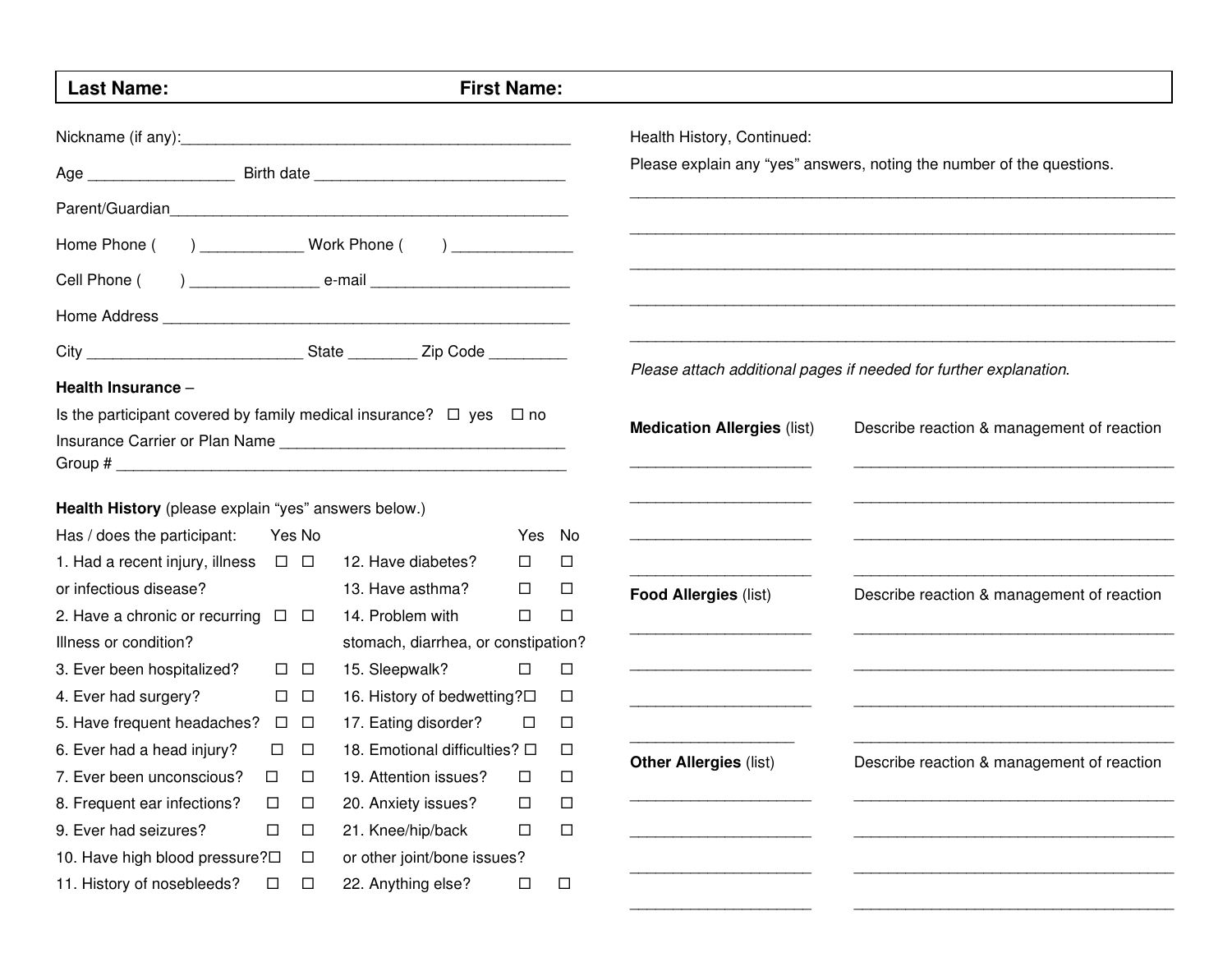**Last Name:** **First Name:**

Nickname (if any):_____________________________________________

Age _________________ Birth date ______________________________

Parent/Guardian_______________________________________________

Home Phone (      ) ____________ Work Phone (      ) ______________

Cell Phone (      ) _______________ e-mail _______________________

Home Address _________________________________________________

City _________________________ State ________ Zip Code _________

**Health Insurance** –

Is the participant covered by family medical insurance? ☐ yes ☐ no

Insurance Carrier or Plan Name _________________________________

Group # ______________________________________________________

**Health History** (please explain "yes" answers below.)

| Has / does the participant: | Yes | No | | Yes | No |
|---|---|---|---|---|---|
| 1. Had a recent injury, illness or infectious disease? | ☐ | ☐ | 12. Have diabetes? | ☐ | ☐ |
| | | | 13. Have asthma? | ☐ | ☐ |
| 2. Have a chronic or recurring Illness or condition? | ☐ | ☐ | 14. Problem with stomach, diarrhea, or constipation? | ☐ | ☐ |
| 3. Ever been hospitalized? | ☐ | ☐ | 15. Sleepwalk? | ☐ | ☐ |
| 4. Ever had surgery? | ☐ | ☐ | 16. History of bedwetting? | ☐ | ☐ |
| 5. Have frequent headaches? | ☐ | ☐ | 17. Eating disorder? | ☐ | ☐ |
| 6. Ever had a head injury? | ☐ | ☐ | 18. Emotional difficulties? | ☐ | ☐ |
| 7. Ever been unconscious? | ☐ | ☐ | 19. Attention issues? | ☐ | ☐ |
| 8. Frequent ear infections? | ☐ | ☐ | 20. Anxiety issues? | ☐ | ☐ |
| 9. Ever had seizures? | ☐ | ☐ | 21. Knee/hip/back or other joint/bone issues? | ☐ | ☐ |
| 10. Have high blood pressure? | ☐ | ☐ | | | |
| 11. History of nosebleeds? | ☐ | ☐ | 22. Anything else? | ☐ | ☐ |

Health History, Continued:

Please explain any "yes" answers, noting the number of the questions.

_______________________________________________________________

_______________________________________________________________

_______________________________________________________________

_______________________________________________________________

_______________________________________________________________

*Please attach additional pages if needed for further explanation.*

| **Medication Allergies** (list) | Describe reaction & management of reaction |
|---|---|
| ____________________ | ____________________________________ |
| ____________________ | ____________________________________ |
| ____________________ | ____________________________________ |
| ____________________ | ____________________________________ |

| **Food Allergies** (list) | Describe reaction & management of reaction |
|---|---|
| ____________________ | ____________________________________ |
| ____________________ | ____________________________________ |
| ____________________ | ____________________________________ |
| ____________________ | ____________________________________ |

| **Other Allergies** (list) | Describe reaction & management of reaction |
|---|---|
| ____________________ | ____________________________________ |
| ____________________ | ____________________________________ |
| ____________________ | ____________________________________ |
| ____________________ | ____________________________________ |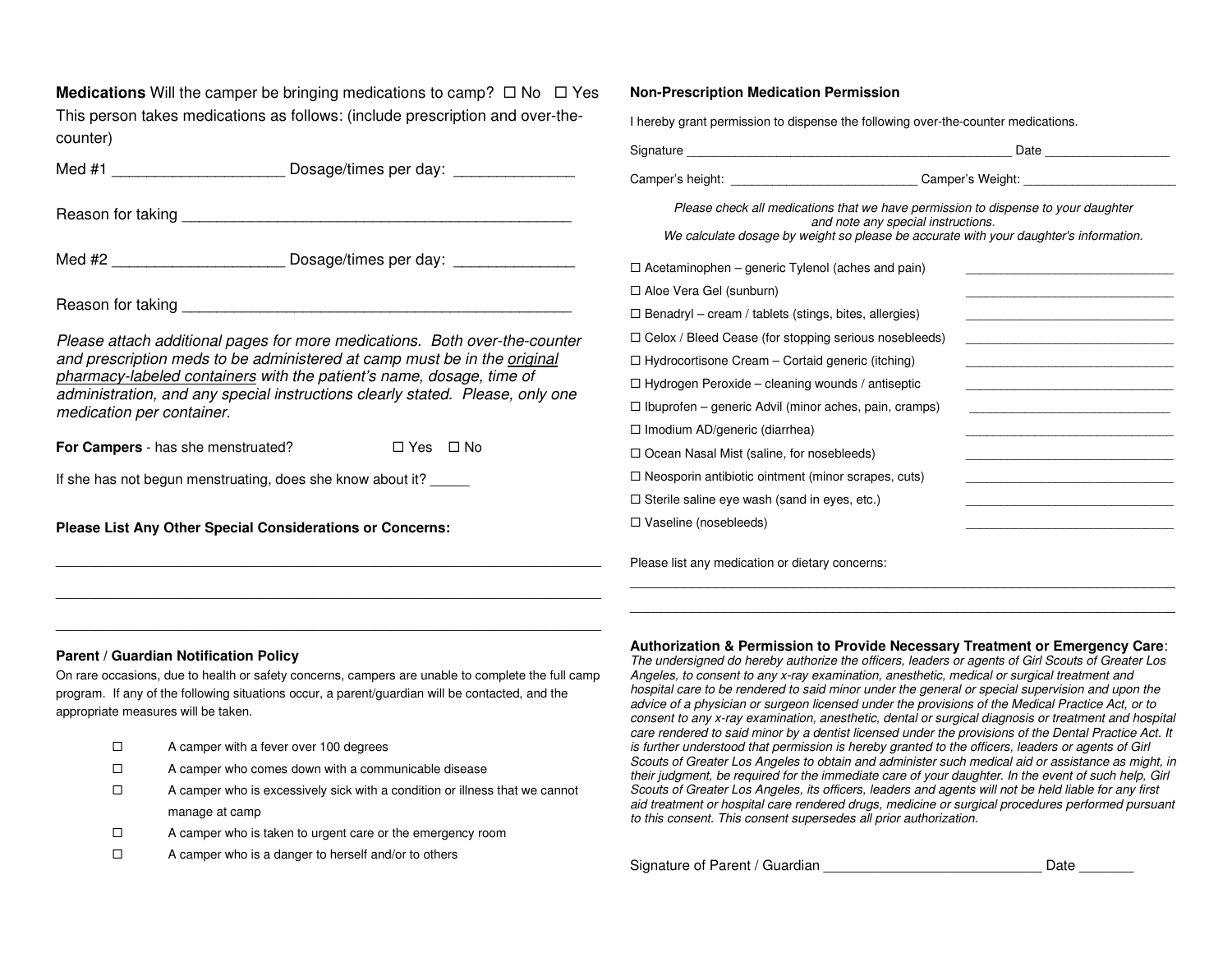**Medications** Will the camper be bringing medications to camp? ☐ No ☐ Yes

This person takes medications as follows: (include prescription and over-the-counter)

Med #1 ____________________ Dosage/times per day: ______________

Reason for taking ______________________________________________

Med #2 ____________________ Dosage/times per day: ______________

Reason for taking ______________________________________________

*Please attach additional pages for more medications. Both over-the-counter and prescription meds to be administered at camp must be in the original pharmacy-labeled containers with the patient's name, dosage, time of administration, and any special instructions clearly stated. Please, only one medication per container.*

**For Campers** - has she menstruated? ☐ Yes ☐ No

If she has not begun menstruating, does she know about it? _____

**Please List Any Other Special Considerations or Concerns:**

______________________________________________________________________

______________________________________________________________________

______________________________________________________________________

**Parent / Guardian Notification Policy**

On rare occasions, due to health or safety concerns, campers are unable to complete the full camp program. If any of the following situations occur, a parent/guardian will be contacted, and the appropriate measures will be taken.

- ☐ A camper with a fever over 100 degrees
- ☐ A camper who comes down with a communicable disease
- ☐ A camper who is excessively sick with a condition or illness that we cannot manage at camp
- ☐ A camper who is taken to urgent care or the emergency room
- ☐ A camper who is a danger to herself and/or to others

**Non-Prescription Medication Permission**

I hereby grant permission to dispense the following over-the-counter medications.

Signature _______________________________________________ Date _________________

Camper's height: __________________________ Camper's Weight: _____________________

*Please check all medications that we have permission to dispense to your daughter and note any special instructions.*
*We calculate dosage by weight so please be accurate with your daughter's information.*

- ☐ Acetaminophen – generic Tylenol (aches and pain) ______________________________
- ☐ Aloe Vera Gel (sunburn) ______________________________
- ☐ Benadryl – cream / tablets (stings, bites, allergies) ______________________________
- ☐ Celox / Bleed Cease (for stopping serious nosebleeds) ______________________________
- ☐ Hydrocortisone Cream – Cortaid generic (itching) ______________________________
- ☐ Hydrogen Peroxide – cleaning wounds / antiseptic ______________________________
- ☐ Ibuprofen – generic Advil (minor aches, pain, cramps) ______________________________
- ☐ Imodium AD/generic (diarrhea) ______________________________
- ☐ Ocean Nasal Mist (saline, for nosebleeds) ______________________________
- ☐ Neosporin antibiotic ointment (minor scrapes, cuts) ______________________________
- ☐ Sterile saline eye wash (sand in eyes, etc.) ______________________________
- ☐ Vaseline (nosebleeds) ______________________________

Please list any medication or dietary concerns:

______________________________________________________________________

______________________________________________________________________

**Authorization & Permission to Provide Necessary Treatment or Emergency Care**:
*The undersigned do hereby authorize the officers, leaders or agents of Girl Scouts of Greater Los Angeles, to consent to any x-ray examination, anesthetic, medical or surgical treatment and hospital care to be rendered to said minor under the general or special supervision and upon the advice of a physician or surgeon licensed under the provisions of the Medical Practice Act, or to consent to any x-ray examination, anesthetic, dental or surgical diagnosis or treatment and hospital care rendered to said minor by a dentist licensed under the provisions of the Dental Practice Act. It is further understood that permission is hereby granted to the officers, leaders or agents of Girl Scouts of Greater Los Angeles to obtain and administer such medical aid or assistance as might, in their judgment, be required for the immediate care of your daughter. In the event of such help, Girl Scouts of Greater Los Angeles, its officers, leaders and agents will not be held liable for any first aid treatment or hospital care rendered drugs, medicine or surgical procedures performed pursuant to this consent. This consent supersedes all prior authorization.*

Signature of Parent / Guardian ____________________________ Date _______